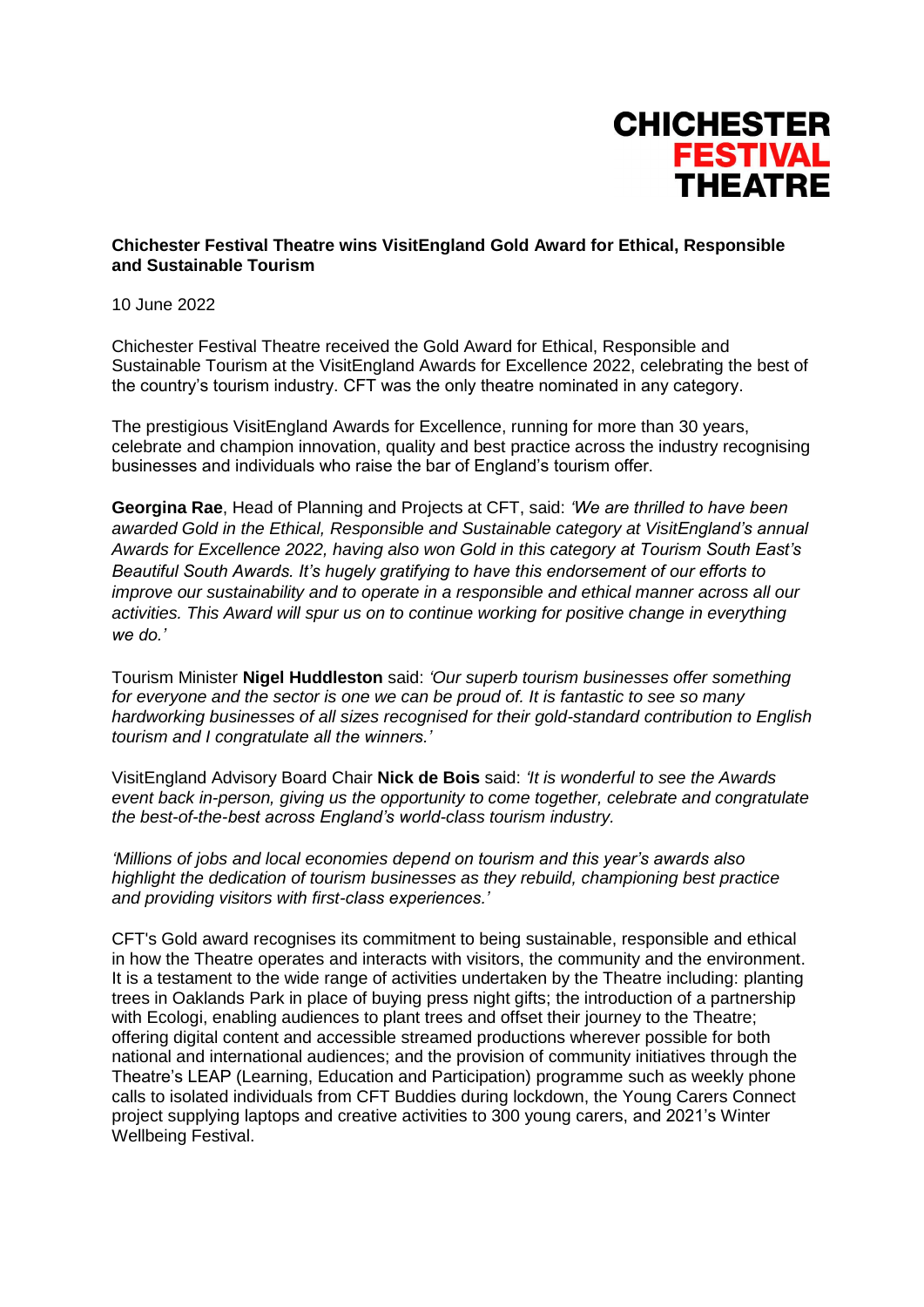**CHICHESTER FESTIVAL THEATRE**

# Chichester Festival Theatre wins VisitEngland Gold Award for Ethical, Responsible and Sustainable Tourism

10 June 2022

Chichester Festival Theatre received the Gold Award for Ethical, Responsible and Sustainable Tourism at the VisitEngland Awards for Excellence 2022, celebrating the best of the country's tourism industry. CFT was the only theatre nominated in any category.

The prestigious VisitEngland Awards for Excellence, running for more than 30 years, celebrate and champion innovation, quality and best practice across the industry recognising businesses and individuals who raise the bar of England's tourism offer.

**Georgina Rae**, Head of Planning and Projects at CFT, said: *'We are thrilled to have been awarded Gold in the Ethical, Responsible and Sustainable category at VisitEngland's annual Awards for Excellence 2022, having also won Gold in this category at Tourism South East's Beautiful South Awards. It's hugely gratifying to have this endorsement of our efforts to improve our sustainability and to operate in a responsible and ethical manner across all our activities. This Award will spur us on to continue working for positive change in everything we do.'*

Tourism Minister **Nigel Huddleston** said: *'Our superb tourism businesses offer something for everyone and the sector is one we can be proud of. It is fantastic to see so many hardworking businesses of all sizes recognised for their gold-standard contribution to English tourism and I congratulate all the winners.'*

VisitEngland Advisory Board Chair **Nick de Bois** said: *'It is wonderful to see the Awards event back in-person, giving us the opportunity to come together, celebrate and congratulate the best-of-the-best across England's world-class tourism industry.*

*'Millions of jobs and local economies depend on tourism and this year's awards also highlight the dedication of tourism businesses as they rebuild, championing best practice and providing visitors with first-class experiences.'*

CFT's Gold award recognises its commitment to being sustainable, responsible and ethical in how the Theatre operates and interacts with visitors, the community and the environment. It is a testament to the wide range of activities undertaken by the Theatre including: planting trees in Oaklands Park in place of buying press night gifts; the introduction of a partnership with Ecologi, enabling audiences to plant trees and offset their journey to the Theatre; offering digital content and accessible streamed productions wherever possible for both national and international audiences; and the provision of community initiatives through the Theatre's LEAP (Learning, Education and Participation) programme such as weekly phone calls to isolated individuals from CFT Buddies during lockdown, the Young Carers Connect project supplying laptops and creative activities to 300 young carers, and 2021's Winter Wellbeing Festival.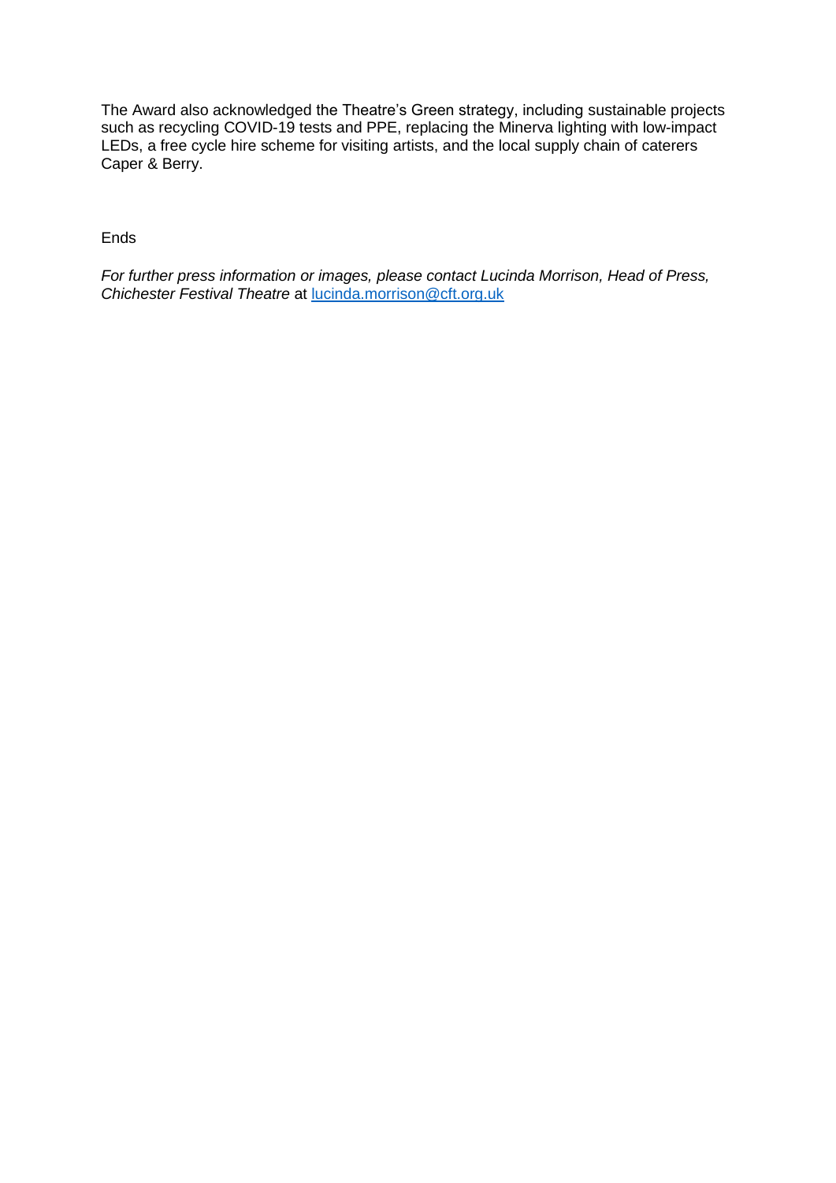The Award also acknowledged the Theatre's Green strategy, including sustainable projects such as recycling COVID-19 tests and PPE, replacing the Minerva lighting with low-impact LEDs, a free cycle hire scheme for visiting artists, and the local supply chain of caterers Caper & Berry.

Ends

*For further press information or images, please contact Lucinda Morrison, Head of Press, Chichester Festival Theatre* at [lucinda.morrison@cft.org.uk](mailto:lucinda.morrison@cft.org.uk)